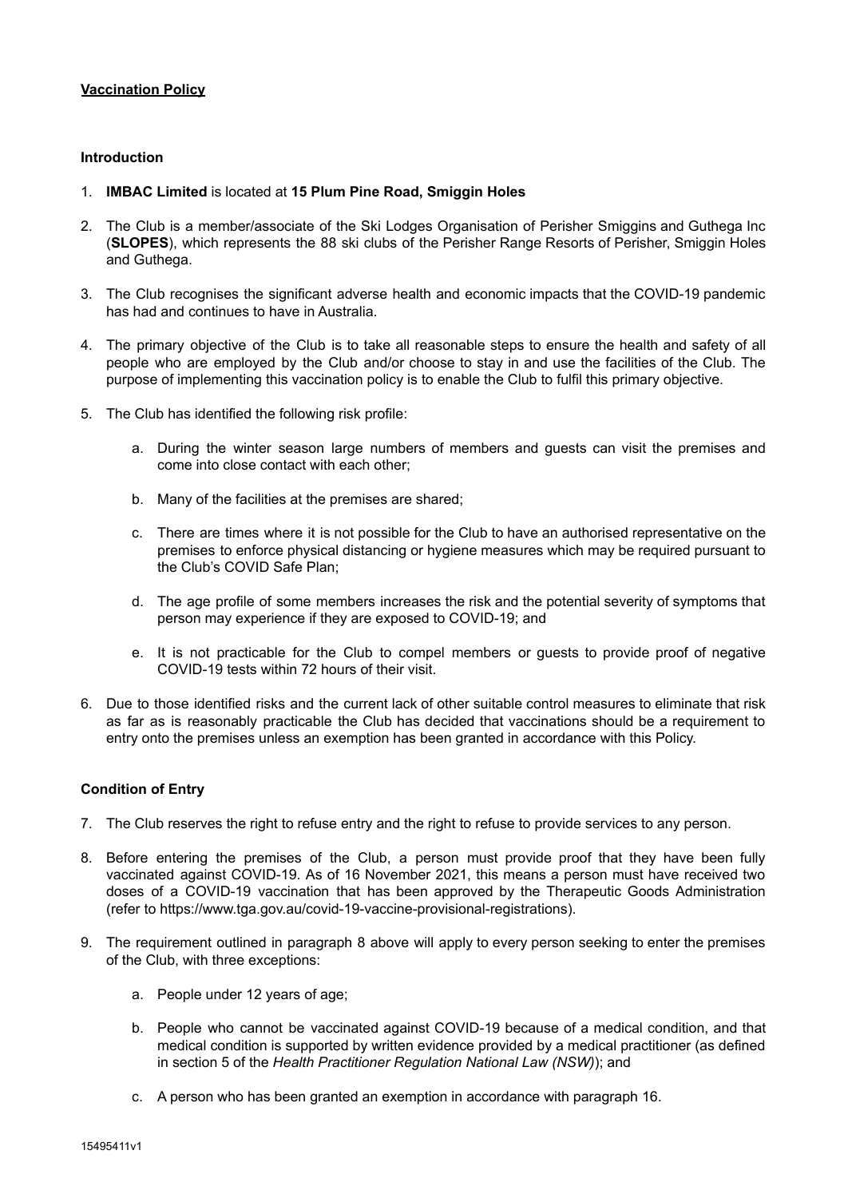# **Vaccination Policy**

## Introduction

1. **IMBAC Limited** is located at **15 Plum Pine Road, Smiggin Holes**

2. The Club is a member/associate of the Ski Lodges Organisation of Perisher Smiggins and Guthega Inc (**SLOPES**), which represents the 88 ski clubs of the Perisher Range Resorts of Perisher, Smiggin Holes and Guthega.

3. The Club recognises the significant adverse health and economic impacts that the COVID-19 pandemic has had and continues to have in Australia.

4. The primary objective of the Club is to take all reasonable steps to ensure the health and safety of all people who are employed by the Club and/or choose to stay in and use the facilities of the Club. The purpose of implementing this vaccination policy is to enable the Club to fulfil this primary objective.

5. The Club has identified the following risk profile:

   a. During the winter season large numbers of members and guests can visit the premises and come into close contact with each other;

   b. Many of the facilities at the premises are shared;

   c. There are times where it is not possible for the Club to have an authorised representative on the premises to enforce physical distancing or hygiene measures which may be required pursuant to the Club's COVID Safe Plan;

   d. The age profile of some members increases the risk and the potential severity of symptoms that person may experience if they are exposed to COVID-19; and

   e. It is not practicable for the Club to compel members or guests to provide proof of negative COVID-19 tests within 72 hours of their visit.

6. Due to those identified risks and the current lack of other suitable control measures to eliminate that risk as far as is reasonably practicable the Club has decided that vaccinations should be a requirement to entry onto the premises unless an exemption has been granted in accordance with this Policy.

## Condition of Entry

7. The Club reserves the right to refuse entry and the right to refuse to provide services to any person.

8. Before entering the premises of the Club, a person must provide proof that they have been fully vaccinated against COVID-19. As of 16 November 2021, this means a person must have received two doses of a COVID-19 vaccination that has been approved by the Therapeutic Goods Administration (refer to https://www.tga.gov.au/covid-19-vaccine-provisional-registrations).

9. The requirement outlined in paragraph 8 above will apply to every person seeking to enter the premises of the Club, with three exceptions:

   a. People under 12 years of age;

   b. People who cannot be vaccinated against COVID-19 because of a medical condition, and that medical condition is supported by written evidence provided by a medical practitioner (as defined in section 5 of the *Health Practitioner Regulation National Law (NSW)*); and

   c. A person who has been granted an exemption in accordance with paragraph 16.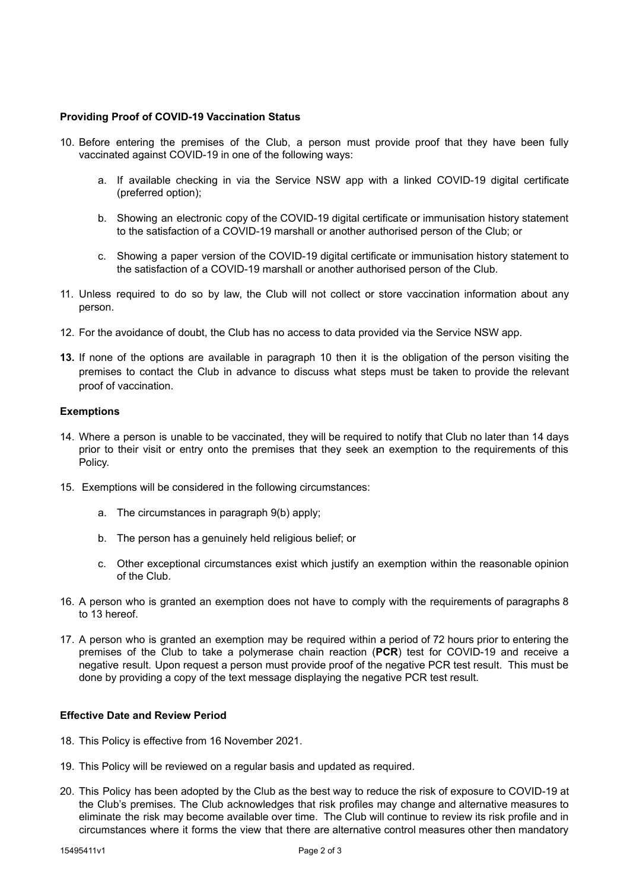**Providing Proof of COVID-19 Vaccination Status**

10. Before entering the premises of the Club, a person must provide proof that they have been fully vaccinated against COVID-19 in one of the following ways:

    a. If available checking in via the Service NSW app with a linked COVID-19 digital certificate (preferred option);

    b. Showing an electronic copy of the COVID-19 digital certificate or immunisation history statement to the satisfaction of a COVID-19 marshall or another authorised person of the Club; or

    c. Showing a paper version of the COVID-19 digital certificate or immunisation history statement to the satisfaction of a COVID-19 marshall or another authorised person of the Club.

11. Unless required to do so by law, the Club will not collect or store vaccination information about any person.

12. For the avoidance of doubt, the Club has no access to data provided via the Service NSW app.

13. If none of the options are available in paragraph 10 then it is the obligation of the person visiting the premises to contact the Club in advance to discuss what steps must be taken to provide the relevant proof of vaccination.

**Exemptions**

14. Where a person is unable to be vaccinated, they will be required to notify that Club no later than 14 days prior to their visit or entry onto the premises that they seek an exemption to the requirements of this Policy.

15. Exemptions will be considered in the following circumstances:

    a. The circumstances in paragraph 9(b) apply;

    b. The person has a genuinely held religious belief; or

    c. Other exceptional circumstances exist which justify an exemption within the reasonable opinion of the Club.

16. A person who is granted an exemption does not have to comply with the requirements of paragraphs 8 to 13 hereof.

17. A person who is granted an exemption may be required within a period of 72 hours prior to entering the premises of the Club to take a polymerase chain reaction (**PCR**) test for COVID-19 and receive a negative result. Upon request a person must provide proof of the negative PCR test result. This must be done by providing a copy of the text message displaying the negative PCR test result.

**Effective Date and Review Period**

18. This Policy is effective from 16 November 2021.

19. This Policy will be reviewed on a regular basis and updated as required.

20. This Policy has been adopted by the Club as the best way to reduce the risk of exposure to COVID-19 at the Club's premises. The Club acknowledges that risk profiles may change and alternative measures to eliminate the risk may become available over time. The Club will continue to review its risk profile and in circumstances where it forms the view that there are alternative control measures other then mandatory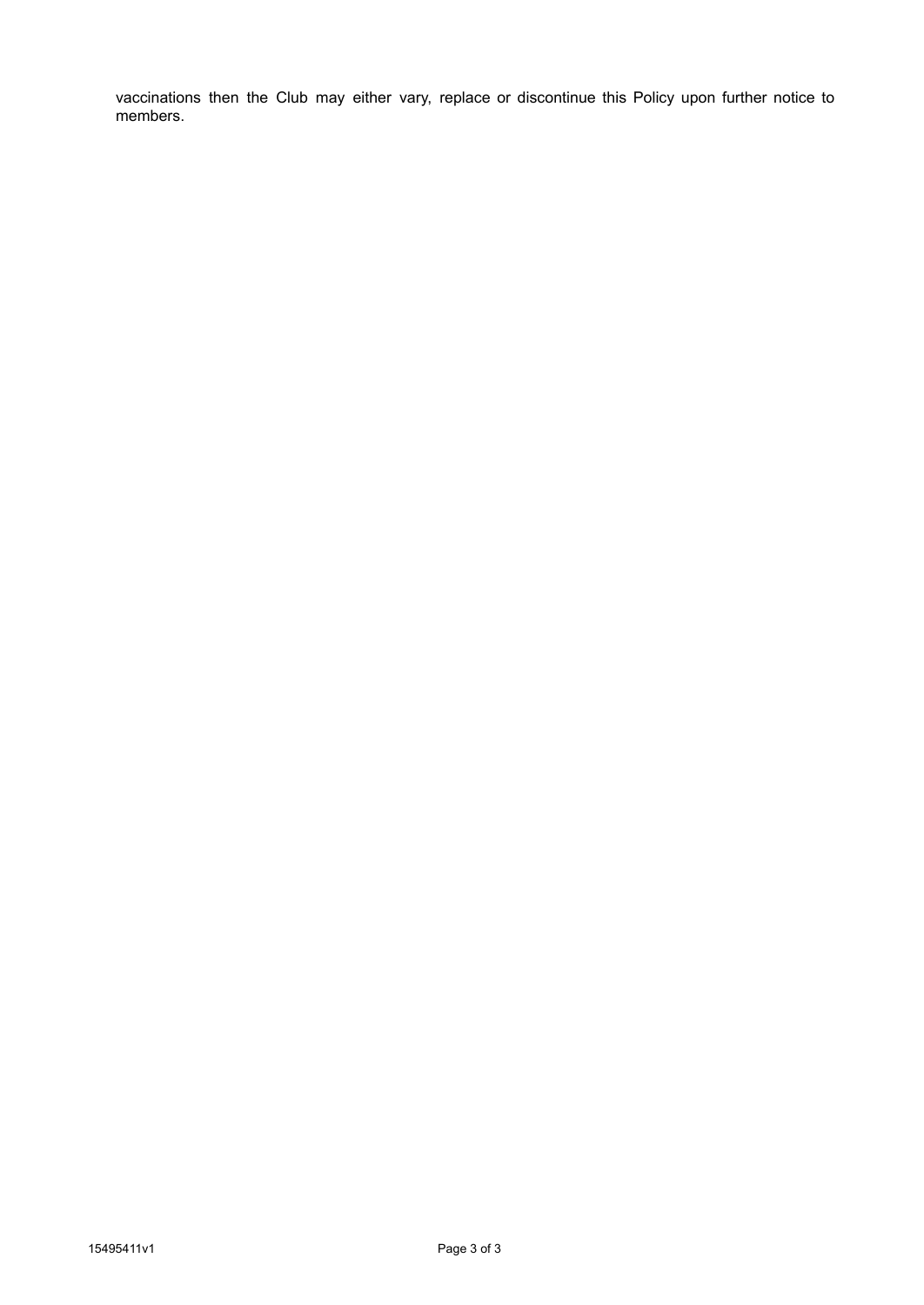vaccinations then the Club may either vary, replace or discontinue this Policy upon further notice to members.